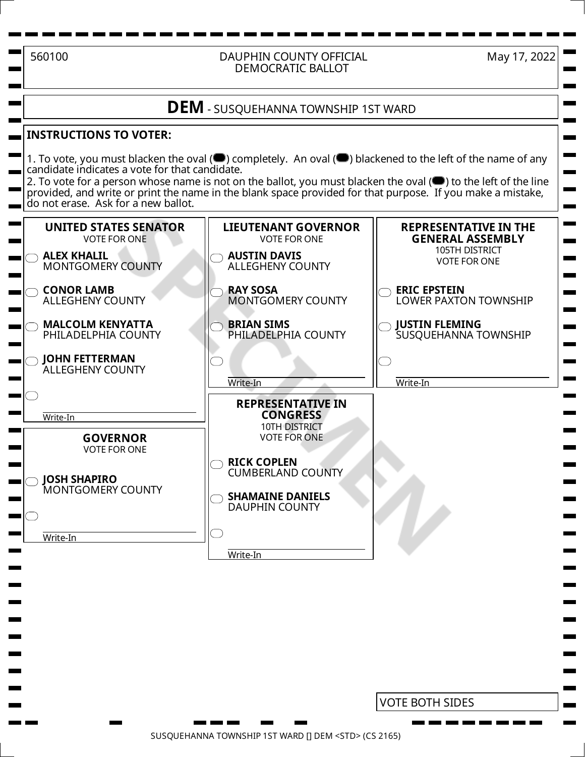560100

DAUPHIN COUNTY OFFICIAL
DEMOCRATIC BALLOT

May 17, 2022

# DEM - SUSQUEHANNA TOWNSHIP 1ST WARD

**INSTRUCTIONS TO VOTER:**

1. To vote, you must blacken the oval (⬬) completely. An oval (⬬) blackened to the left of the name of any candidate indicates a vote for that candidate.
2. To vote for a person whose name is not on the ballot, you must blacken the oval (⬬) to the left of the line provided, and write or print the name in the blank space provided for that purpose. If you make a mistake, do not erase. Ask for a new ballot.

## UNITED STATES SENATOR
VOTE FOR ONE

- ⬭ **ALEX KHALIL**
  MONTGOMERY COUNTY
- ⬭ **CONOR LAMB**
  ALLEGHENY COUNTY
- ⬭ **MALCOLM KENYATTA**
  PHILADELPHIA COUNTY
- ⬭ **JOHN FETTERMAN**
  ALLEGHENY COUNTY
- ⬭ ____________________
  Write-In

## GOVERNOR
VOTE FOR ONE

- ⬭ **JOSH SHAPIRO**
  MONTGOMERY COUNTY
- ⬭ ____________________
  Write-In

## LIEUTENANT GOVERNOR
VOTE FOR ONE

- ⬭ **AUSTIN DAVIS**
  ALLEGHENY COUNTY
- ⬭ **RAY SOSA**
  MONTGOMERY COUNTY
- ⬭ **BRIAN SIMS**
  PHILADELPHIA COUNTY
- ⬭ ____________________
  Write-In

## REPRESENTATIVE IN CONGRESS
10TH DISTRICT
VOTE FOR ONE

- ⬭ **RICK COPLEN**
  CUMBERLAND COUNTY
- ⬭ **SHAMAINE DANIELS**
  DAUPHIN COUNTY
- ⬭ ____________________
  Write-In

## REPRESENTATIVE IN THE GENERAL ASSEMBLY
105TH DISTRICT
VOTE FOR ONE

- ⬭ **ERIC EPSTEIN**
  LOWER PAXTON TOWNSHIP
- ⬭ **JUSTIN FLEMING**
  SUSQUEHANNA TOWNSHIP
- ⬭ ____________________
  Write-In

VOTE BOTH SIDES

SUSQUEHANNA TOWNSHIP 1ST WARD [] DEM <STD> (CS 2165)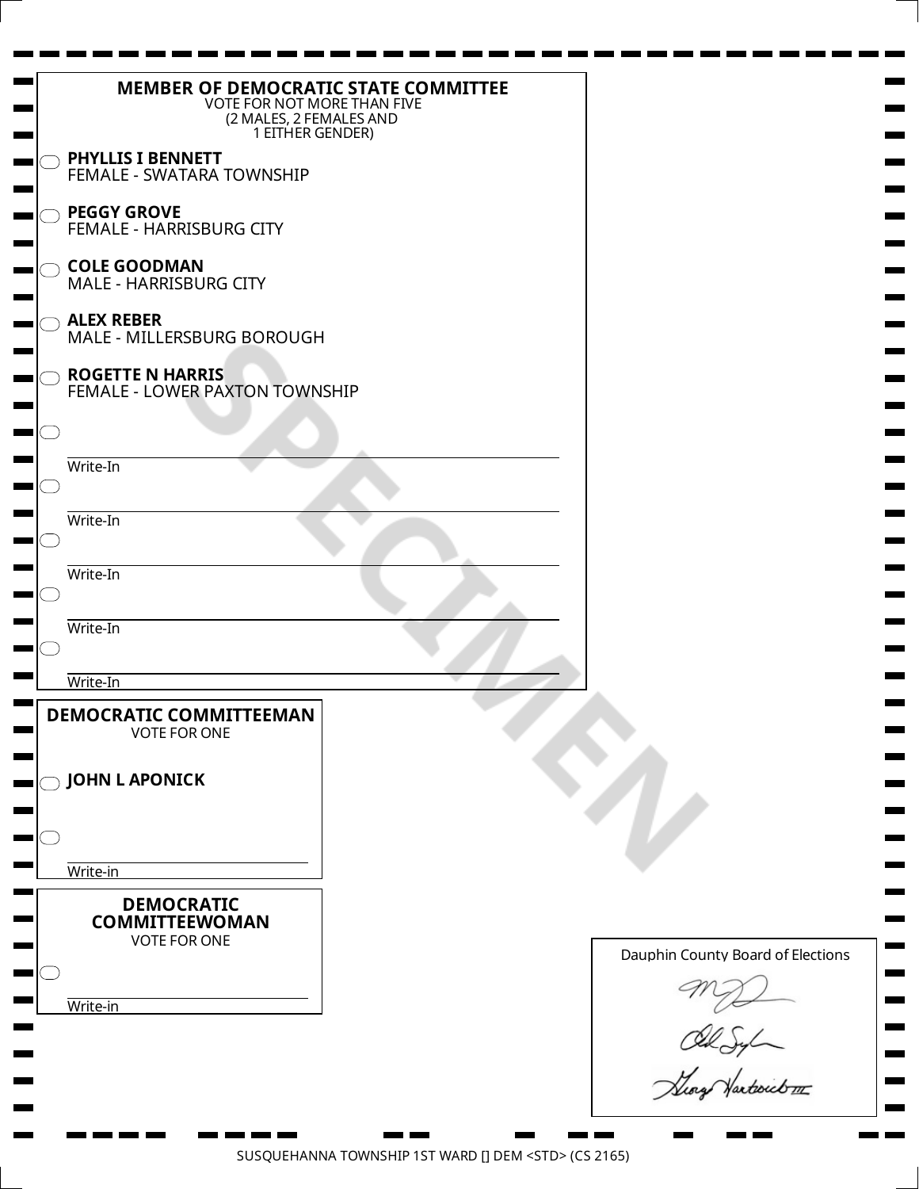## MEMBER OF DEMOCRATIC STATE COMMITTEE

VOTE FOR NOT MORE THAN FIVE
(2 MALES, 2 FEMALES AND
1 EITHER GENDER)

- **PHYLLIS I BENNETT**
  FEMALE - SWATARA TOWNSHIP
- **PEGGY GROVE**
  FEMALE - HARRISBURG CITY
- **COLE GOODMAN**
  MALE - HARRISBURG CITY
- **ALEX REBER**
  MALE - MILLERSBURG BOROUGH
- **ROGETTE N HARRIS**
  FEMALE - LOWER PAXTON TOWNSHIP
- Write-In
- Write-In
- Write-In
- Write-In
- Write-In

## DEMOCRATIC COMMITTEEMAN

VOTE FOR ONE

- **JOHN L APONICK**
- Write-in

## DEMOCRATIC COMMITTEEWOMAN

VOTE FOR ONE

- Write-in

Dauphin County Board of Elections

SPECIMEN

SUSQUEHANNA TOWNSHIP 1ST WARD [] DEM <STD> (CS 2165)